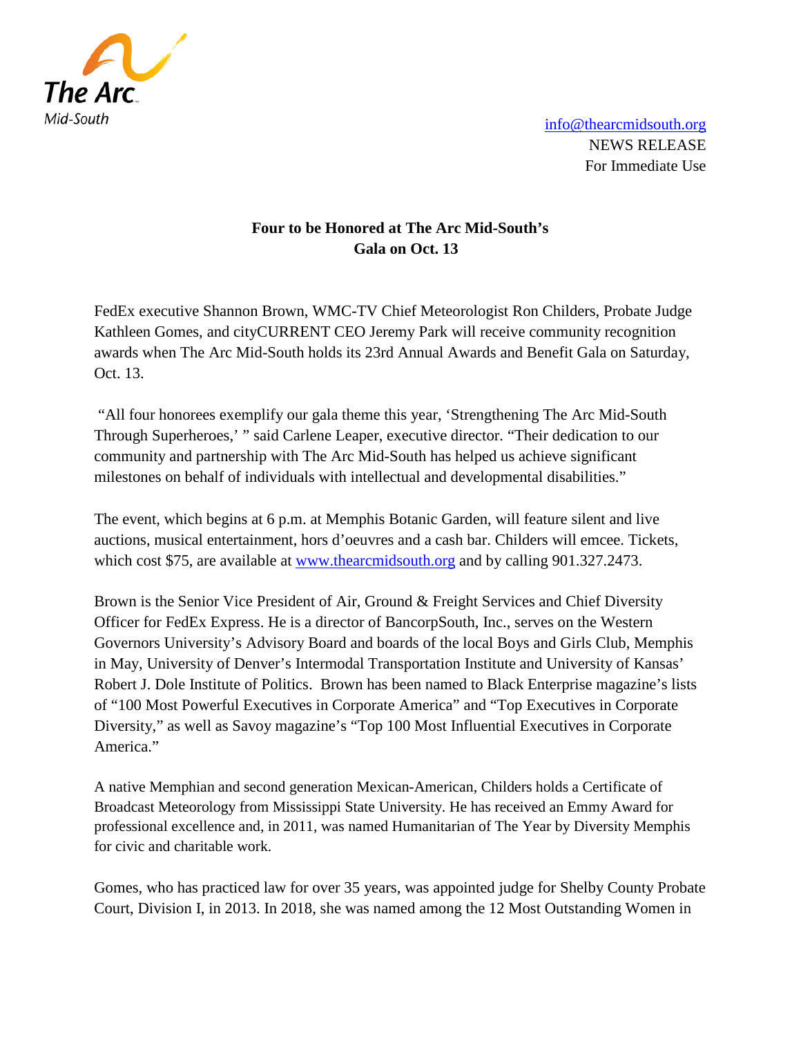The Arc Mid-South

info@thearcmidsouth.org
NEWS RELEASE
For Immediate Use

**Four to be Honored at The Arc Mid-South's Gala on Oct. 13**

FedEx executive Shannon Brown, WMC-TV Chief Meteorologist Ron Childers, Probate Judge Kathleen Gomes, and cityCURRENT CEO Jeremy Park will receive community recognition awards when The Arc Mid-South holds its 23rd Annual Awards and Benefit Gala on Saturday, Oct. 13.

"All four honorees exemplify our gala theme this year, 'Strengthening The Arc Mid-South Through Superheroes,' " said Carlene Leaper, executive director. "Their dedication to our community and partnership with The Arc Mid-South has helped us achieve significant milestones on behalf of individuals with intellectual and developmental disabilities."

The event, which begins at 6 p.m. at Memphis Botanic Garden, will feature silent and live auctions, musical entertainment, hors d'oeuvres and a cash bar. Childers will emcee. Tickets, which cost $75, are available at www.thearcmidsouth.org and by calling 901.327.2473.

Brown is the Senior Vice President of Air, Ground & Freight Services and Chief Diversity Officer for FedEx Express. He is a director of BancorpSouth, Inc., serves on the Western Governors University's Advisory Board and boards of the local Boys and Girls Club, Memphis in May, University of Denver's Intermodal Transportation Institute and University of Kansas' Robert J. Dole Institute of Politics. Brown has been named to Black Enterprise magazine's lists of "100 Most Powerful Executives in Corporate America" and "Top Executives in Corporate Diversity," as well as Savoy magazine's "Top 100 Most Influential Executives in Corporate America."

A native Memphian and second generation Mexican-American, Childers holds a Certificate of Broadcast Meteorology from Mississippi State University. He has received an Emmy Award for professional excellence and, in 2011, was named Humanitarian of The Year by Diversity Memphis for civic and charitable work.

Gomes, who has practiced law for over 35 years, was appointed judge for Shelby County Probate Court, Division I, in 2013. In 2018, she was named among the 12 Most Outstanding Women in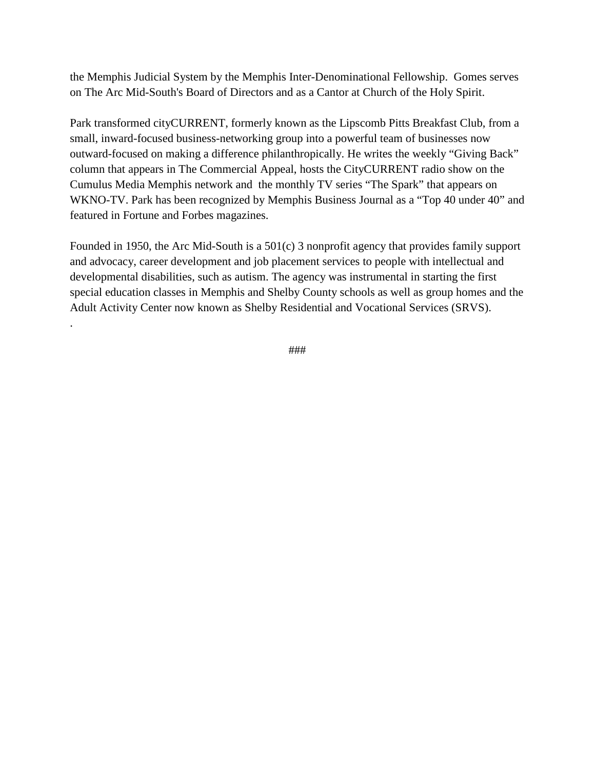the Memphis Judicial System by the Memphis Inter-Denominational Fellowship. Gomes serves on The Arc Mid-South's Board of Directors and as a Cantor at Church of the Holy Spirit.

Park transformed cityCURRENT, formerly known as the Lipscomb Pitts Breakfast Club, from a small, inward-focused business-networking group into a powerful team of businesses now outward-focused on making a difference philanthropically. He writes the weekly "Giving Back" column that appears in The Commercial Appeal, hosts the CityCURRENT radio show on the Cumulus Media Memphis network and the monthly TV series "The Spark" that appears on WKNO-TV. Park has been recognized by Memphis Business Journal as a "Top 40 under 40" and featured in Fortune and Forbes magazines.

Founded in 1950, the Arc Mid-South is a 501(c) 3 nonprofit agency that provides family support and advocacy, career development and job placement services to people with intellectual and developmental disabilities, such as autism. The agency was instrumental in starting the first special education classes in Memphis and Shelby County schools as well as group homes and the Adult Activity Center now known as Shelby Residential and Vocational Services (SRVS).

.

###